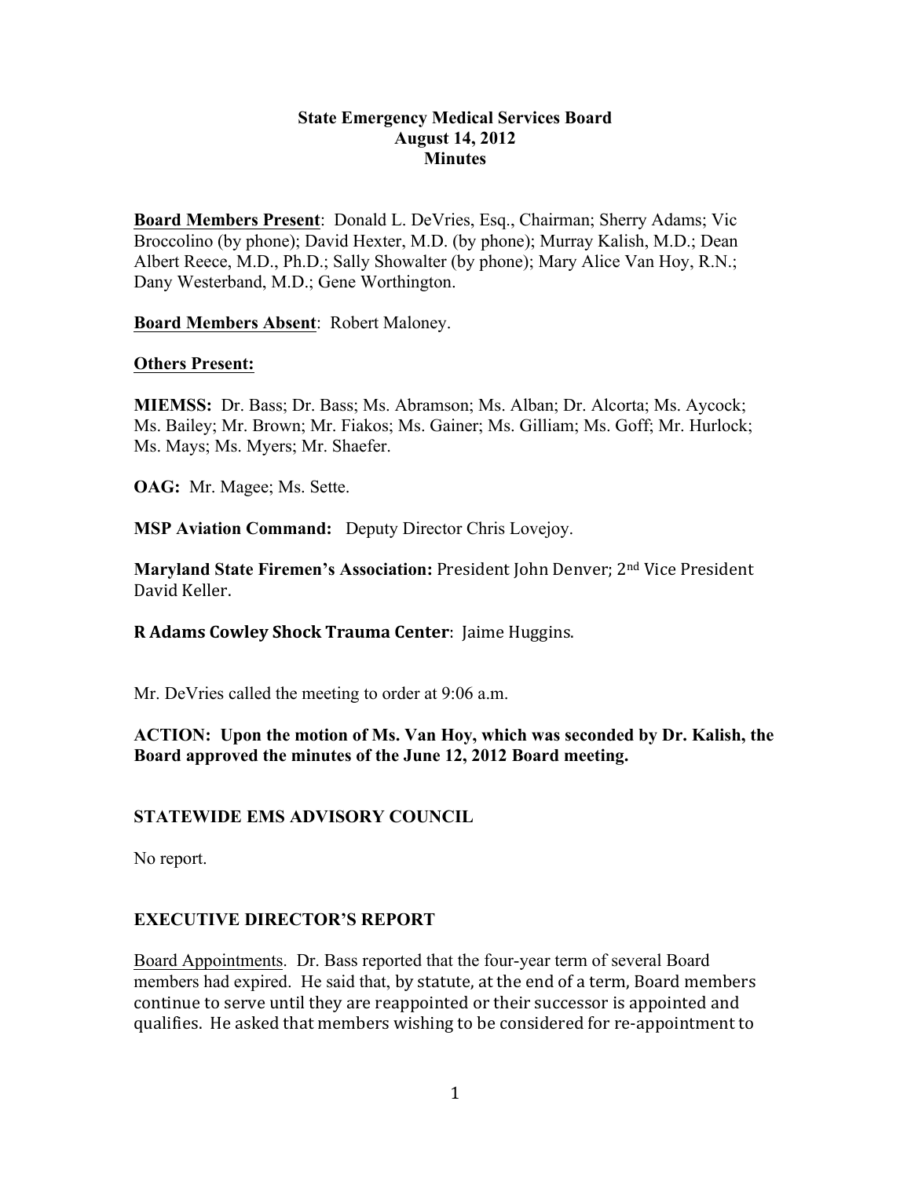# State Emergency Medical Services Board
## August 14, 2012
## Minutes

**Board Members Present**: Donald L. DeVries, Esq., Chairman; Sherry Adams; Vic Broccolino (by phone); David Hexter, M.D. (by phone); Murray Kalish, M.D.; Dean Albert Reece, M.D., Ph.D.; Sally Showalter (by phone); Mary Alice Van Hoy, R.N.; Dany Westerband, M.D.; Gene Worthington.

**Board Members Absent**: Robert Maloney.

**Others Present:**

**MIEMSS:** Dr. Bass; Dr. Bass; Ms. Abramson; Ms. Alban; Dr. Alcorta; Ms. Aycock; Ms. Bailey; Mr. Brown; Mr. Fiakos; Ms. Gainer; Ms. Gilliam; Ms. Goff; Mr. Hurlock; Ms. Mays; Ms. Myers; Mr. Shaefer.

**OAG:** Mr. Magee; Ms. Sette.

**MSP Aviation Command:** Deputy Director Chris Lovejoy.

**Maryland State Firemen's Association:** President John Denver; 2nd Vice President David Keller.

**R Adams Cowley Shock Trauma Center**: Jaime Huggins.

Mr. DeVries called the meeting to order at 9:06 a.m.

**ACTION: Upon the motion of Ms. Van Hoy, which was seconded by Dr. Kalish, the Board approved the minutes of the June 12, 2012 Board meeting.**

## STATEWIDE EMS ADVISORY COUNCIL

No report.

## EXECUTIVE DIRECTOR'S REPORT

Board Appointments. Dr. Bass reported that the four-year term of several Board members had expired. He said that, by statute, at the end of a term, Board members continue to serve until they are reappointed or their successor is appointed and qualifies. He asked that members wishing to be considered for re-appointment to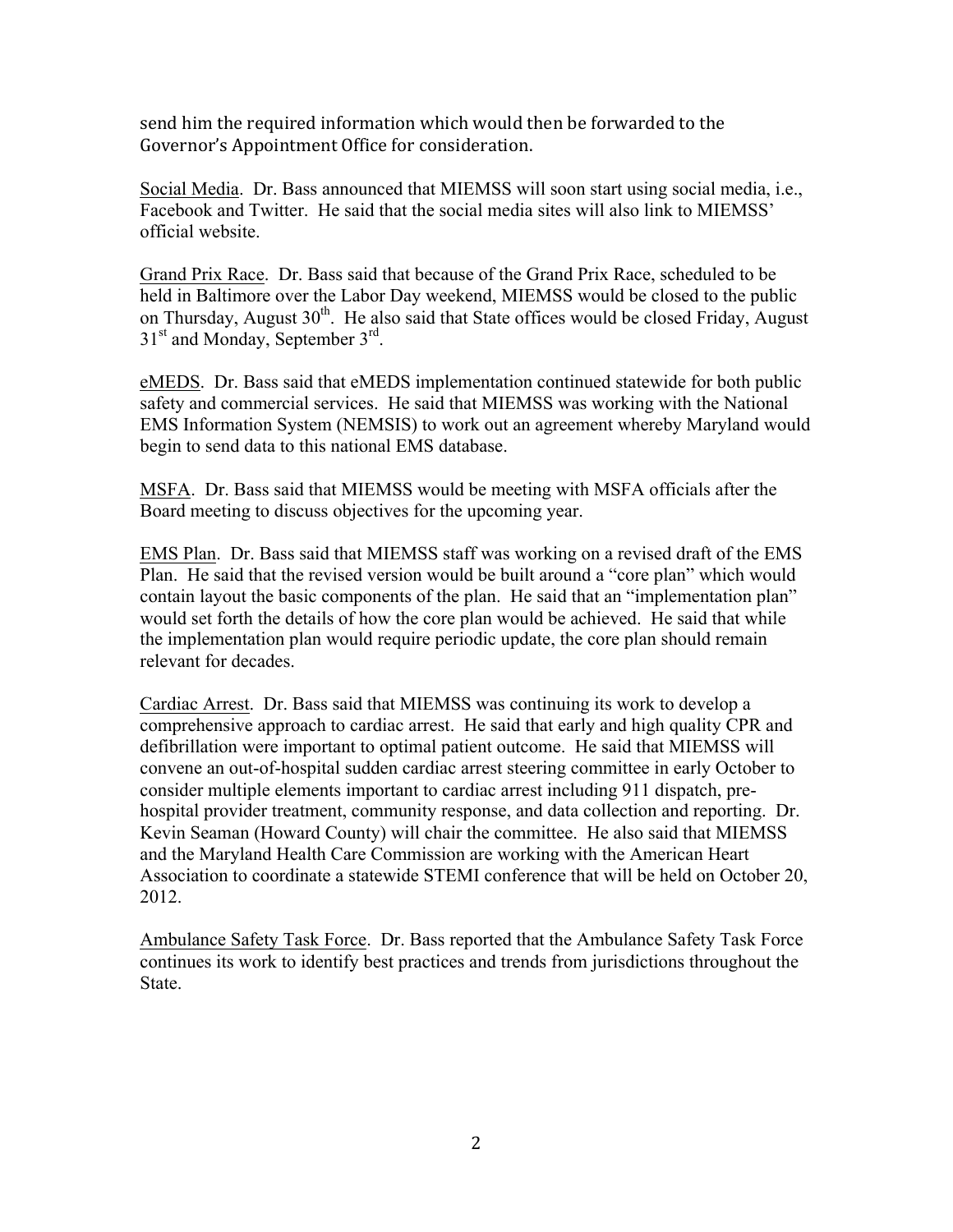send him the required information which would then be forwarded to the Governor's Appointment Office for consideration.

<u>Social Media</u>. Dr. Bass announced that MIEMSS will soon start using social media, i.e., Facebook and Twitter. He said that the social media sites will also link to MIEMSS' official website.

<u>Grand Prix Race</u>. Dr. Bass said that because of the Grand Prix Race, scheduled to be held in Baltimore over the Labor Day weekend, MIEMSS would be closed to the public on Thursday, August 30th. He also said that State offices would be closed Friday, August 31st and Monday, September 3rd.

<u>eMEDS</u>. Dr. Bass said that eMEDS implementation continued statewide for both public safety and commercial services. He said that MIEMSS was working with the National EMS Information System (NEMSIS) to work out an agreement whereby Maryland would begin to send data to this national EMS database.

<u>MSFA</u>. Dr. Bass said that MIEMSS would be meeting with MSFA officials after the Board meeting to discuss objectives for the upcoming year.

<u>EMS Plan</u>. Dr. Bass said that MIEMSS staff was working on a revised draft of the EMS Plan. He said that the revised version would be built around a "core plan" which would contain layout the basic components of the plan. He said that an "implementation plan" would set forth the details of how the core plan would be achieved. He said that while the implementation plan would require periodic update, the core plan should remain relevant for decades.

<u>Cardiac Arrest</u>. Dr. Bass said that MIEMSS was continuing its work to develop a comprehensive approach to cardiac arrest. He said that early and high quality CPR and defibrillation were important to optimal patient outcome. He said that MIEMSS will convene an out-of-hospital sudden cardiac arrest steering committee in early October to consider multiple elements important to cardiac arrest including 911 dispatch, pre-hospital provider treatment, community response, and data collection and reporting. Dr. Kevin Seaman (Howard County) will chair the committee. He also said that MIEMSS and the Maryland Health Care Commission are working with the American Heart Association to coordinate a statewide STEMI conference that will be held on October 20, 2012.

<u>Ambulance Safety Task Force</u>. Dr. Bass reported that the Ambulance Safety Task Force continues its work to identify best practices and trends from jurisdictions throughout the State.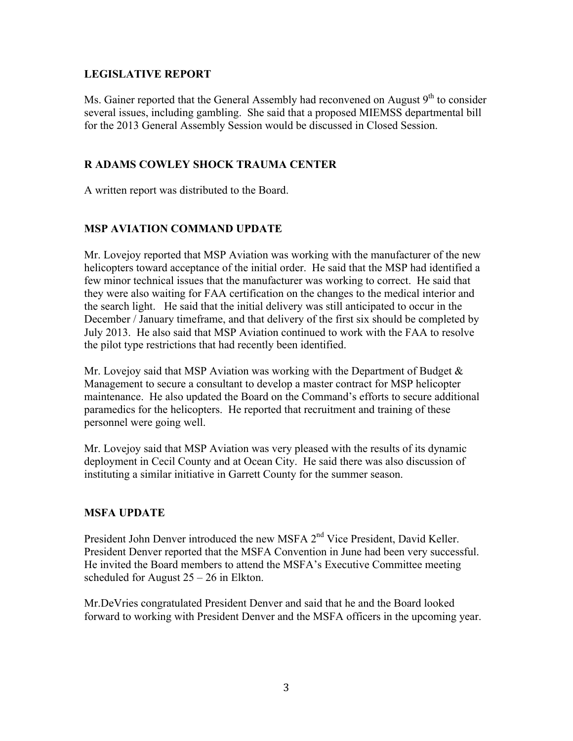## LEGISLATIVE REPORT

Ms. Gainer reported that the General Assembly had reconvened on August 9th to consider several issues, including gambling. She said that a proposed MIEMSS departmental bill for the 2013 General Assembly Session would be discussed in Closed Session.

## R ADAMS COWLEY SHOCK TRAUMA CENTER

A written report was distributed to the Board.

## MSP AVIATION COMMAND UPDATE

Mr. Lovejoy reported that MSP Aviation was working with the manufacturer of the new helicopters toward acceptance of the initial order. He said that the MSP had identified a few minor technical issues that the manufacturer was working to correct. He said that they were also waiting for FAA certification on the changes to the medical interior and the search light. He said that the initial delivery was still anticipated to occur in the December / January timeframe, and that delivery of the first six should be completed by July 2013. He also said that MSP Aviation continued to work with the FAA to resolve the pilot type restrictions that had recently been identified.

Mr. Lovejoy said that MSP Aviation was working with the Department of Budget & Management to secure a consultant to develop a master contract for MSP helicopter maintenance. He also updated the Board on the Command's efforts to secure additional paramedics for the helicopters. He reported that recruitment and training of these personnel were going well.

Mr. Lovejoy said that MSP Aviation was very pleased with the results of its dynamic deployment in Cecil County and at Ocean City. He said there was also discussion of instituting a similar initiative in Garrett County for the summer season.

## MSFA UPDATE

President John Denver introduced the new MSFA 2nd Vice President, David Keller. President Denver reported that the MSFA Convention in June had been very successful. He invited the Board members to attend the MSFA's Executive Committee meeting scheduled for August 25 – 26 in Elkton.

Mr.DeVries congratulated President Denver and said that he and the Board looked forward to working with President Denver and the MSFA officers in the upcoming year.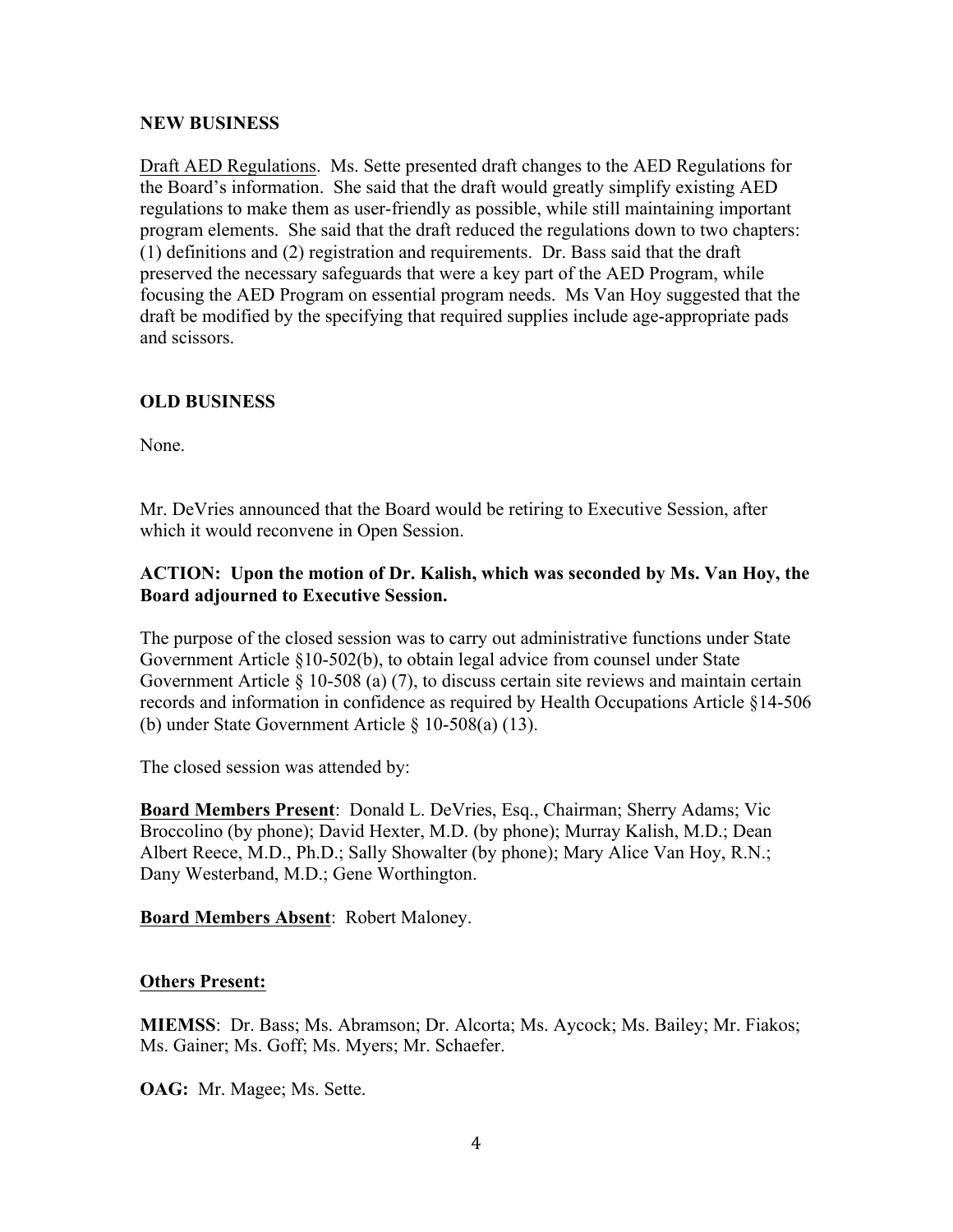**NEW BUSINESS**

Draft AED Regulations. Ms. Sette presented draft changes to the AED Regulations for the Board's information. She said that the draft would greatly simplify existing AED regulations to make them as user-friendly as possible, while still maintaining important program elements. She said that the draft reduced the regulations down to two chapters: (1) definitions and (2) registration and requirements. Dr. Bass said that the draft preserved the necessary safeguards that were a key part of the AED Program, while focusing the AED Program on essential program needs. Ms Van Hoy suggested that the draft be modified by the specifying that required supplies include age-appropriate pads and scissors.

**OLD BUSINESS**

None.

Mr. DeVries announced that the Board would be retiring to Executive Session, after which it would reconvene in Open Session.

**ACTION: Upon the motion of Dr. Kalish, which was seconded by Ms. Van Hoy, the Board adjourned to Executive Session.**

The purpose of the closed session was to carry out administrative functions under State Government Article §10-502(b), to obtain legal advice from counsel under State Government Article § 10-508 (a) (7), to discuss certain site reviews and maintain certain records and information in confidence as required by Health Occupations Article §14-506 (b) under State Government Article § 10-508(a) (13).

The closed session was attended by:

**Board Members Present**: Donald L. DeVries, Esq., Chairman; Sherry Adams; Vic Broccolino (by phone); David Hexter, M.D. (by phone); Murray Kalish, M.D.; Dean Albert Reece, M.D., Ph.D.; Sally Showalter (by phone); Mary Alice Van Hoy, R.N.; Dany Westerband, M.D.; Gene Worthington.

**Board Members Absent**: Robert Maloney.

**Others Present:**

**MIEMSS**: Dr. Bass; Ms. Abramson; Dr. Alcorta; Ms. Aycock; Ms. Bailey; Mr. Fiakos; Ms. Gainer; Ms. Goff; Ms. Myers; Mr. Schaefer.

**OAG:** Mr. Magee; Ms. Sette.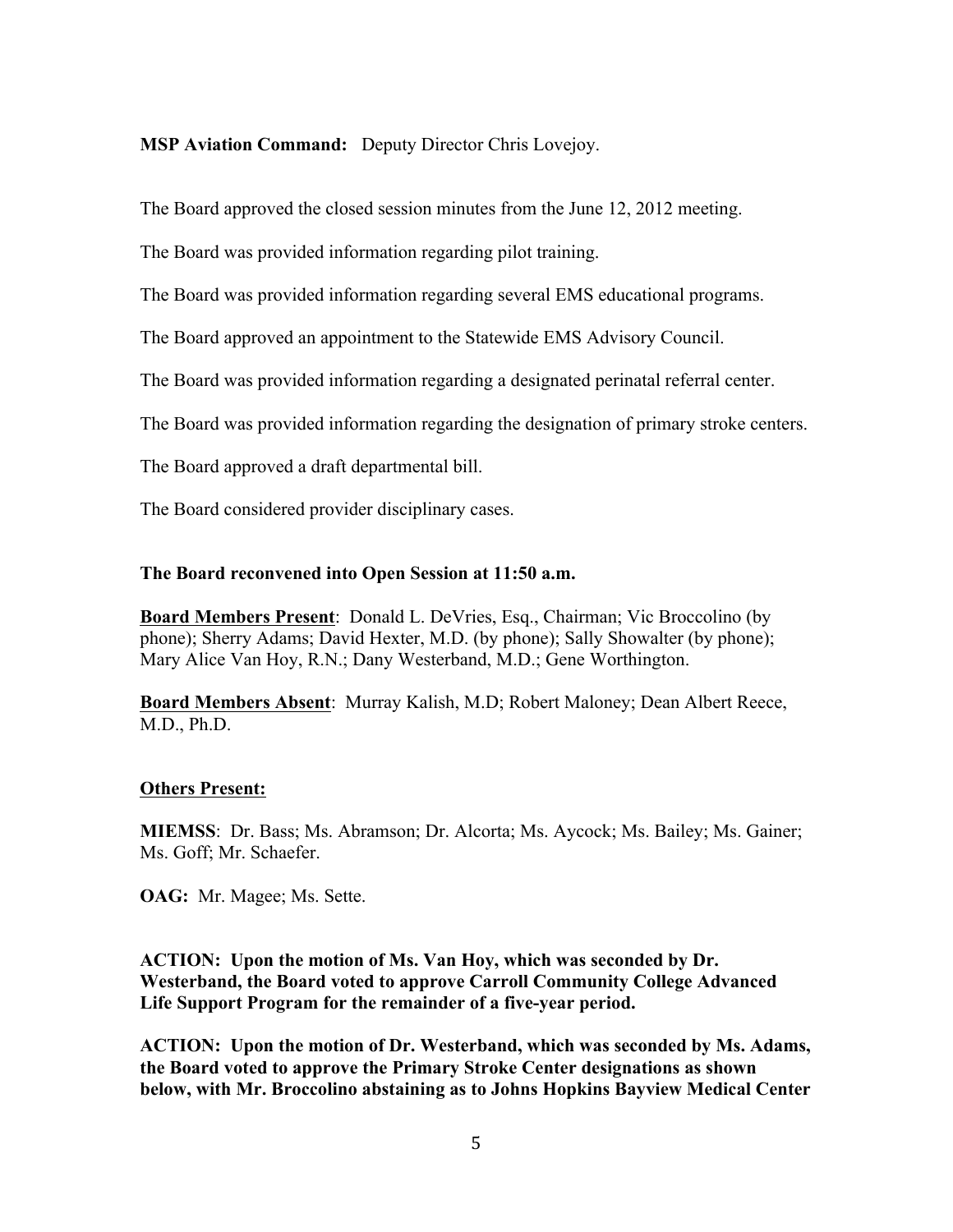**MSP Aviation Command:** Deputy Director Chris Lovejoy.

The Board approved the closed session minutes from the June 12, 2012 meeting.

The Board was provided information regarding pilot training.

The Board was provided information regarding several EMS educational programs.

The Board approved an appointment to the Statewide EMS Advisory Council.

The Board was provided information regarding a designated perinatal referral center.

The Board was provided information regarding the designation of primary stroke centers.

The Board approved a draft departmental bill.

The Board considered provider disciplinary cases.

**The Board reconvened into Open Session at 11:50 a.m.**

**Board Members Present**: Donald L. DeVries, Esq., Chairman; Vic Broccolino (by phone); Sherry Adams; David Hexter, M.D. (by phone); Sally Showalter (by phone); Mary Alice Van Hoy, R.N.; Dany Westerband, M.D.; Gene Worthington.

**Board Members Absent**: Murray Kalish, M.D; Robert Maloney; Dean Albert Reece, M.D., Ph.D.

**Others Present:**

**MIEMSS**: Dr. Bass; Ms. Abramson; Dr. Alcorta; Ms. Aycock; Ms. Bailey; Ms. Gainer; Ms. Goff; Mr. Schaefer.

**OAG:** Mr. Magee; Ms. Sette.

**ACTION: Upon the motion of Ms. Van Hoy, which was seconded by Dr. Westerband, the Board voted to approve Carroll Community College Advanced Life Support Program for the remainder of a five-year period.**

**ACTION: Upon the motion of Dr. Westerband, which was seconded by Ms. Adams, the Board voted to approve the Primary Stroke Center designations as shown below, with Mr. Broccolino abstaining as to Johns Hopkins Bayview Medical Center**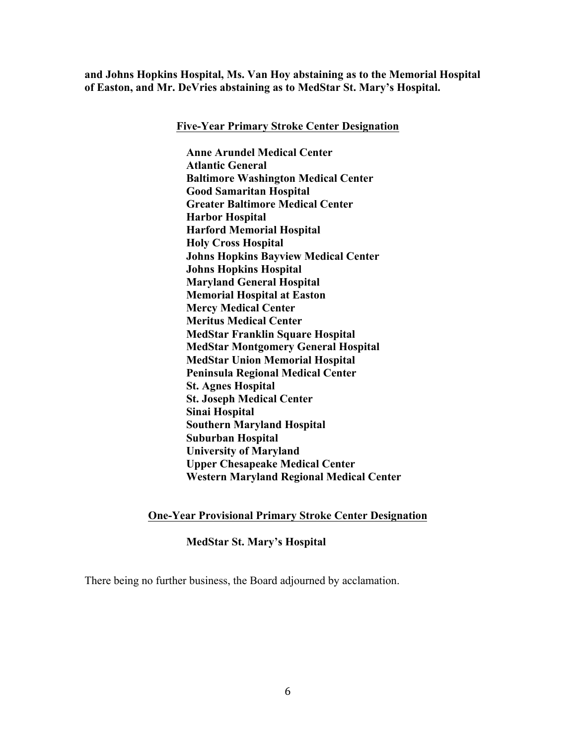**and Johns Hopkins Hospital, Ms. Van Hoy abstaining as to the Memorial Hospital of Easton, and Mr. DeVries abstaining as to MedStar St. Mary's Hospital.**

**<u>Five-Year Primary Stroke Center Designation</u>**

**Anne Arundel Medical Center**
**Atlantic General**
**Baltimore Washington Medical Center**
**Good Samaritan Hospital**
**Greater Baltimore Medical Center**
**Harbor Hospital**
**Harford Memorial Hospital**
**Holy Cross Hospital**
**Johns Hopkins Bayview Medical Center**
**Johns Hopkins Hospital**
**Maryland General Hospital**
**Memorial Hospital at Easton**
**Mercy Medical Center**
**Meritus Medical Center**
**MedStar Franklin Square Hospital**
**MedStar Montgomery General Hospital**
**MedStar Union Memorial Hospital**
**Peninsula Regional Medical Center**
**St. Agnes Hospital**
**St. Joseph Medical Center**
**Sinai Hospital**
**Southern Maryland Hospital**
**Suburban Hospital**
**University of Maryland**
**Upper Chesapeake Medical Center**
**Western Maryland Regional Medical Center**

**<u>One-Year Provisional Primary Stroke Center Designation</u>**

**MedStar St. Mary's Hospital**

There being no further business, the Board adjourned by acclamation.